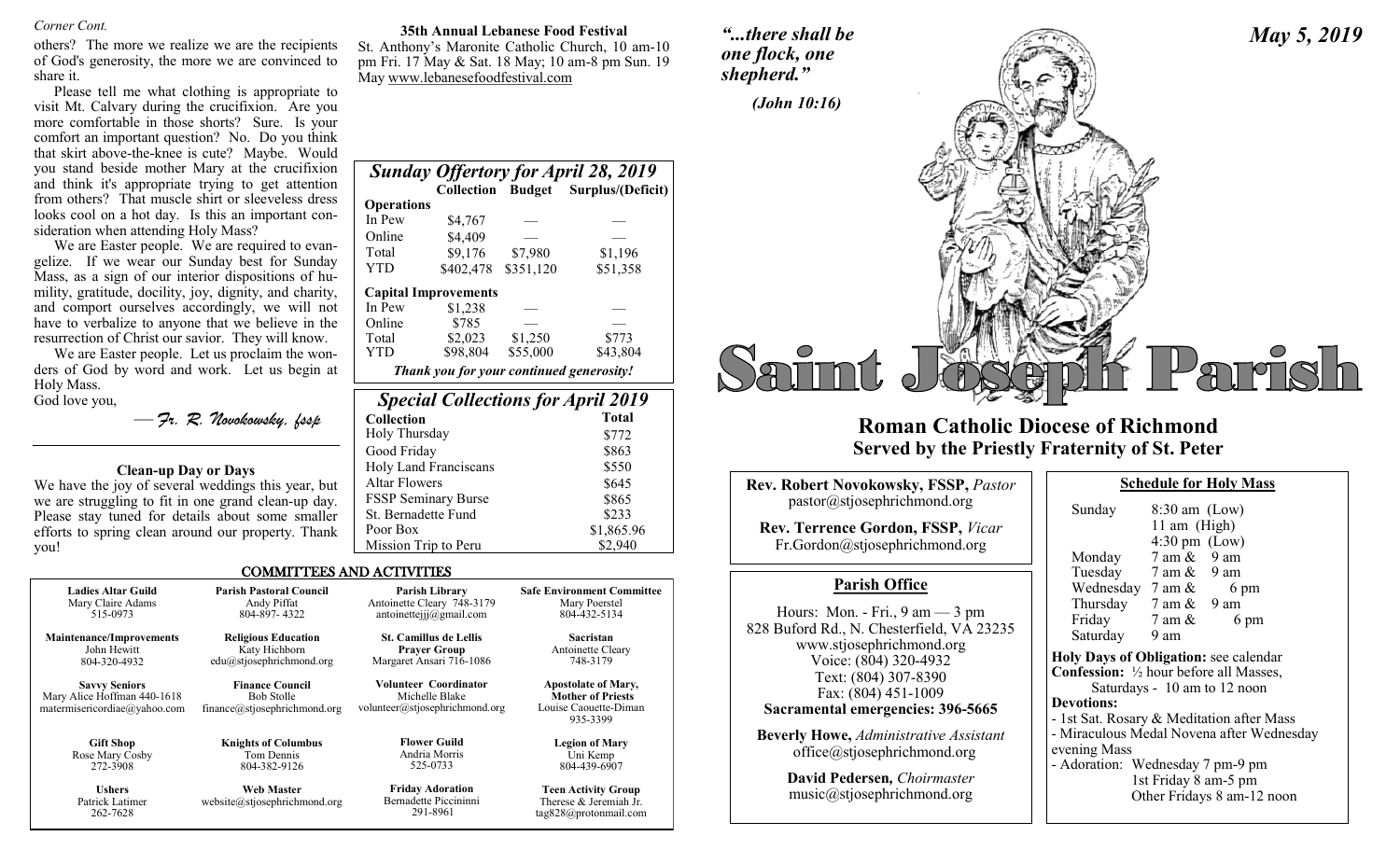*Corner Cont.*

others? The more we realize we are the recipients of God's generosity, the more we are convinced to share it.

Please tell me what clothing is appropriate to visit Mt. Calvary during the crucifixion. Are you more comfortable in those shorts? Sure. Is your comfort an important question? No. Do you think that skirt above-the-knee is cute? Maybe. Would you stand beside mother Mary at the crucifixion and think it's appropriate trying to get attention from others? That muscle shirt or sleeveless dress looks cool on a hot day. Is this an important consideration when attending Holy Mass?

We are Easter people. We are required to evangelize. If we wear our Sunday best for Sunday Mass, as a sign of our interior dispositions of humility, gratitude, docility, joy, dignity, and charity, and comport ourselves accordingly, we will not have to verbalize to anyone that we believe in the resurrection of Christ our savior. They will know.

We are Easter people. Let us proclaim the wonders of God by word and work. Let us begin at Holy Mass.

God love you,

*— Fr. R. Novokowsky, fssp*

**Clean-up Day or Days**

We have the joy of several weddings this year, but we are struggling to fit in one grand clean-up day. Please stay tuned for details about some smaller efforts to spring clean around our property. Thank you!

**35th Annual Lebanese Food Festival**

St. Anthony's Maronite Catholic Church, 10 am-10 pm Fri. 17 May & Sat. 18 May; 10 am-8 pm Sun. 19 May www.lebanesefoodfestival.com

## *Sunday Offertory for April 28, 2019*

| | Collection | Budget | Surplus/(Deficit) |
|---|---|---|---|
| **Operations** | | | |
| In Pew | $4,767 | — | — |
| Online | $4,409 | — | — |
| Total | $9,176 | $7,980 | $1,196 |
| YTD | $402,478 | $351,120 | $51,358 |
| **Capital Improvements** | | | |
| In Pew | $1,238 | — | — |
| Online | $785 | — | — |
| Total | $2,023 | $1,250 | $773 |
| YTD | $98,804 | $55,000 | $43,804 |

*Thank you for your continued generosity!*

## *Special Collections for April 2019*

| Collection | Total |
|---|---|
| Holy Thursday | $772 |
| Good Friday | $863 |
| Holy Land Franciscans | $550 |
| Altar Flowers | $645 |
| FSSP Seminary Burse | $865 |
| St. Bernadette Fund | $233 |
| Poor Box | $1,865.96 |
| Mission Trip to Peru | $2,940 |

## COMMITTEES AND ACTIVITIES

| | | | |
|---|---|---|---|
| **Ladies Altar Guild**<br>Mary Claire Adams<br>515-0973 | **Parish Pastoral Council**<br>Andy Piffat<br>804-897- 4322 | **Parish Library**<br>Antoinette Cleary 748-3179<br>antoinettejjj@gmail.com | **Safe Environment Committee**<br>Mary Poerstel<br>804-432-5134 |
| **Maintenance/Improvements**<br>John Hewitt<br>804-320-4932 | **Religious Education**<br>Katy Hichborn<br>edu@stjosephrichmond.org | **St. Camillus de Lellis Prayer Group**<br>Margaret Ansari 716-1086 | **Sacristan**<br>Antoinette Cleary<br>748-3179 |
| **Savvy Seniors**<br>Mary Alice Hoffman 440-1618<br>matermisericordiae@yahoo.com | **Finance Council**<br>Bob Stolle<br>finance@stjosephrichmond.org | **Volunteer Coordinator**<br>Michelle Blake<br>volunteer@stjosephrichmond.org | **Apostolate of Mary, Mother of Priests**<br>Louise Caouette-Diman<br>935-3399 |
| **Gift Shop**<br>Rose Mary Cosby<br>272-3908 | **Knights of Columbus**<br>Tom Dennis<br>804-382-9126 | **Flower Guild**<br>Andria Morris<br>525-0733 | **Legion of Mary**<br>Uni Kemp<br>804-439-6907 |
| **Ushers**<br>Patrick Latimer<br>262-7628 | **Web Master**<br>website@stjosephrichmond.org | **Friday Adoration**<br>Bernadette Piccininni<br>291-8961 | **Teen Activity Group**<br>Therese & Jeremiah Jr.<br>tag828@protonmail.com |

*"...there shall be one flock, one shepherd."*

*(John 10:16)*

*May 5, 2019*

# Saint Joseph Parish

## Roman Catholic Diocese of Richmond
## Served by the Priestly Fraternity of St. Peter

**Rev. Robert Novokowsky, FSSP,** *Pastor*
pastor@stjosephrichmond.org

**Rev. Terrence Gordon, FSSP,** *Vicar*
Fr.Gordon@stjosephrichmond.org

### Parish Office

Hours: Mon. - Fri., 9 am — 3 pm
828 Buford Rd., N. Chesterfield, VA 23235
www.stjosephrichmond.org
Voice: (804) 320-4932
Text: (804) 307-8390
Fax: (804) 451-1009
**Sacramental emergencies: 396-5665**

**Beverly Howe,** *Administrative Assistant*
office@stjosephrichmond.org

**David Pedersen,** *Choirmaster*
music@stjosephrichmond.org

### Schedule for Holy Mass

| | |
|---|---|
| Sunday | 8:30 am (Low)<br>11 am (High)<br>4:30 pm (Low) |
| Monday | 7 am & 9 am |
| Tuesday | 7 am & 9 am |
| Wednesday | 7 am & 6 pm |
| Thursday | 7 am & 9 am |
| Friday | 7 am & 6 pm |
| Saturday | 9 am |

**Holy Days of Obligation:** see calendar
**Confession:** ½ hour before all Masses, Saturdays - 10 am to 12 noon
**Devotions:**
- 1st Sat. Rosary & Meditation after Mass
- Miraculous Medal Novena after Wednesday evening Mass
- Adoration: Wednesday 7 pm-9 pm
  1st Friday 8 am-5 pm
  Other Fridays 8 am-12 noon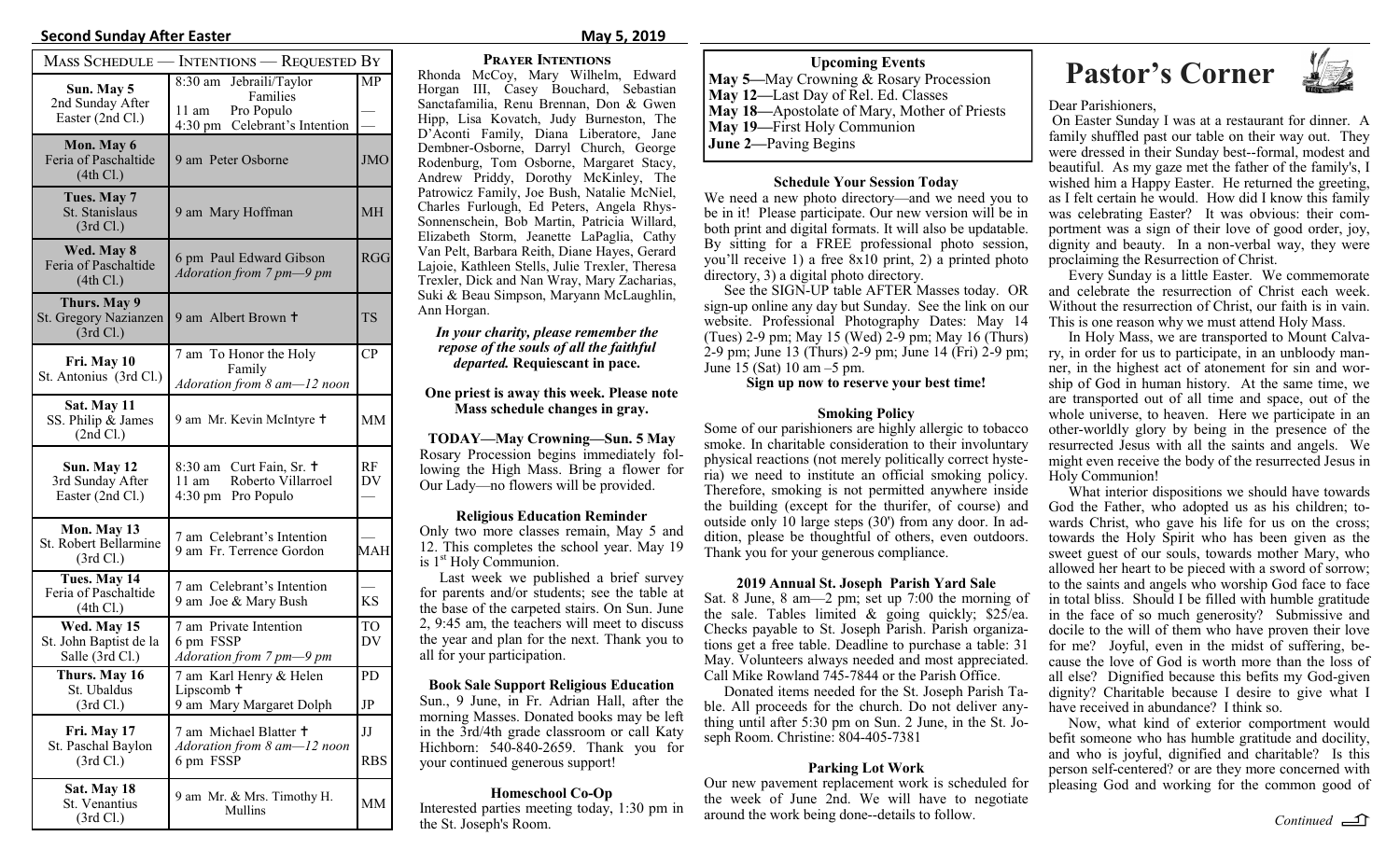**Second Sunday After Easter** **May 5, 2019**

| Mass Schedule — Intentions — Requested By | | |
|---|---|---|
| **Sun. May 5** 2nd Sunday After Easter (2nd Cl.) | 8:30 am Jebraili/Taylor Families<br>11 am Pro Populo<br>4:30 pm Celebrant's Intention | MP<br>—<br>— |
| **Mon. May 6** Feria of Paschaltide (4th Cl.) | 9 am Peter Osborne | JMO |
| **Tues. May 7** St. Stanislaus (3rd Cl.) | 9 am Mary Hoffman | MH |
| **Wed. May 8** Feria of Paschaltide (4th Cl.) | 6 pm Paul Edward Gibson<br>*Adoration from 7 pm—9 pm* | RGG |
| **Thurs. May 9** St. Gregory Nazianzen (3rd Cl.) | 9 am Albert Brown ✝ | TS |
| **Fri. May 10** St. Antonius (3rd Cl.) | 7 am To Honor the Holy Family<br>*Adoration from 8 am—12 noon* | CP |
| **Sat. May 11** SS. Philip & James (2nd Cl.) | 9 am Mr. Kevin McIntyre ✝ | MM |
| **Sun. May 12** 3rd Sunday After Easter (2nd Cl.) | 8:30 am Curt Fain, Sr. ✝<br>11 am Roberto Villarroel<br>4:30 pm Pro Populo | RF<br>DV<br>— |
| **Mon. May 13** St. Robert Bellarmine (3rd Cl.) | 7 am Celebrant's Intention<br>9 am Fr. Terrence Gordon | —<br>MAH |
| **Tues. May 14** Feria of Paschaltide (4th Cl.) | 7 am Celebrant's Intention<br>9 am Joe & Mary Bush | —<br>KS |
| **Wed. May 15** St. John Baptist de la Salle (3rd Cl.) | 7 am Private Intention<br>6 pm FSSP<br>*Adoration from 7 pm—9 pm* | TO<br>DV |
| **Thurs. May 16** St. Ubaldus (3rd Cl.) | 7 am Karl Henry & Helen Lipscomb ✝<br>9 am Mary Margaret Dolph | PD<br>JP |
| **Fri. May 17** St. Paschal Baylon (3rd Cl.) | 7 am Michael Blatter ✝<br>*Adoration from 8 am—12 noon*<br>6 pm FSSP | JJ<br>RBS |
| **Sat. May 18** St. Venantius (3rd Cl.) | 9 am Mr. & Mrs. Timothy H. Mullins | MM |

### Prayer Intentions

Rhonda McCoy, Mary Wilhelm, Edward Horgan III, Casey Bouchard, Sebastian Sanctafamilia, Renu Brennan, Don & Gwen Hipp, Lisa Kovatch, Judy Burneston, The D'Aconti Family, Diana Liberatore, Jane Dembner-Osborne, Darryl Church, George Rodenburg, Tom Osborne, Margaret Stacy, Andrew Priddy, Dorothy McKinley, The Patrowicz Family, Joe Bush, Natalie McNiel, Charles Furlough, Ed Peters, Angela Rhys-Sonnenschein, Bob Martin, Patricia Willard, Elizabeth Storm, Jeanette LaPaglia, Cathy Van Pelt, Barbara Reith, Diane Hayes, Gerard Lajoie, Kathleen Stells, Julie Trexler, Theresa Trexler, Dick and Nan Wray, Mary Zacharias, Suki & Beau Simpson, Maryann McLaughlin, Ann Horgan.

***In your charity, please remember the repose of the souls of all the faithful departed.* Requiescant in pace.**

**One priest is away this week. Please note Mass schedule changes in gray.**

**TODAY—May Crowning—Sun. 5 May**

Rosary Procession begins immediately following the High Mass. Bring a flower for Our Lady—no flowers will be provided.

**Religious Education Reminder**

Only two more classes remain, May 5 and 12. This completes the school year. May 19 is 1st Holy Communion.

Last week we published a brief survey for parents and/or students; see the table at the base of the carpeted stairs. On Sun. June 2, 9:45 am, the teachers will meet to discuss the year and plan for the next. Thank you to all for your participation.

**Book Sale Support Religious Education**

Sun., 9 June, in Fr. Adrian Hall, after the morning Masses. Donated books may be left in the 3rd/4th grade classroom or call Katy Hichborn: 540-840-2659. Thank you for your continued generous support!

**Homeschool Co-Op**

Interested parties meeting today, 1:30 pm in the St. Joseph's Room.

**Upcoming Events**

**May 5**—May Crowning & Rosary Procession
**May 12**—Last Day of Rel. Ed. Classes
**May 18**—Apostolate of Mary, Mother of Priests
**May 19**—First Holy Communion
**June 2**—Paving Begins

**Schedule Your Session Today**

We need a new photo directory—and we need you to be in it! Please participate. Our new version will be in both print and digital formats. It will also be updatable. By sitting for a FREE professional photo session, you'll receive 1) a free 8x10 print, 2) a printed photo directory, 3) a digital photo directory.

See the SIGN-UP table AFTER Masses today. OR sign-up online any day but Sunday. See the link on our website. Professional Photography Dates: May 14 (Tues) 2-9 pm; May 15 (Wed) 2-9 pm; May 16 (Thurs) 2-9 pm; June 13 (Thurs) 2-9 pm; June 14 (Fri) 2-9 pm; June 15 (Sat) 10 am –5 pm.

**Sign up now to reserve your best time!**

**Smoking Policy**

Some of our parishioners are highly allergic to tobacco smoke. In charitable consideration to their involuntary physical reactions (not merely politically correct hysteria) we need to institute an official smoking policy. Therefore, smoking is not permitted anywhere inside the building (except for the thurifer, of course) and outside only 10 large steps (30') from any door. In addition, please be thoughtful of others, even outdoors. Thank you for your generous compliance.

**2019 Annual St. Joseph Parish Yard Sale**

Sat. 8 June, 8 am—2 pm; set up 7:00 the morning of the sale. Tables limited & going quickly; $25/ea. Checks payable to St. Joseph Parish. Parish organizations get a free table. Deadline to purchase a table: 31 May. Volunteers always needed and most appreciated. Call Mike Rowland 745-7844 or the Parish Office.

Donated items needed for the St. Joseph Parish Table. All proceeds for the church. Do not deliver anything until after 5:30 pm on Sun. 2 June, in the St. Joseph Room. Christine: 804-405-7381

**Parking Lot Work**

Our new pavement replacement work is scheduled for the week of June 2nd. We will have to negotiate around the work being done--details to follow.

# Pastor's Corner

Dear Parishioners,

On Easter Sunday I was at a restaurant for dinner. A family shuffled past our table on their way out. They were dressed in their Sunday best--formal, modest and beautiful. As my gaze met the father of the family's, I wished him a Happy Easter. He returned the greeting, as I felt certain he would. How did I know this family was celebrating Easter? It was obvious: their comportment was a sign of their love of good order, joy, dignity and beauty. In a non-verbal way, they were proclaiming the Resurrection of Christ.

Every Sunday is a little Easter. We commemorate and celebrate the resurrection of Christ each week. Without the resurrection of Christ, our faith is in vain. This is one reason why we must attend Holy Mass.

In Holy Mass, we are transported to Mount Calvary, in order for us to participate, in an unbloody manner, in the highest act of atonement for sin and worship of God in human history. At the same time, we are transported out of all time and space, out of the whole universe, to heaven. Here we participate in an other-worldly glory by being in the presence of the resurrected Jesus with all the saints and angels. We might even receive the body of the resurrected Jesus in Holy Communion!

What interior dispositions we should have towards God the Father, who adopted us as his children; towards Christ, who gave his life for us on the cross; towards the Holy Spirit who has been given as the sweet guest of our souls, towards mother Mary, who allowed her heart to be pieced with a sword of sorrow; to the saints and angels who worship God face to face in total bliss. Should I be filled with humble gratitude in the face of so much generosity? Submissive and docile to the will of them who have proven their love for me? Joyful, even in the midst of suffering, because the love of God is worth more than the loss of all else? Dignified because this befits my God-given dignity? Charitable because I desire to give what I have received in abundance? I think so.

Now, what kind of exterior comportment would befit someone who has humble gratitude and docility, and who is joyful, dignified and charitable? Is this person self-centered? or are they more concerned with pleasing God and working for the common good of

*Continued*